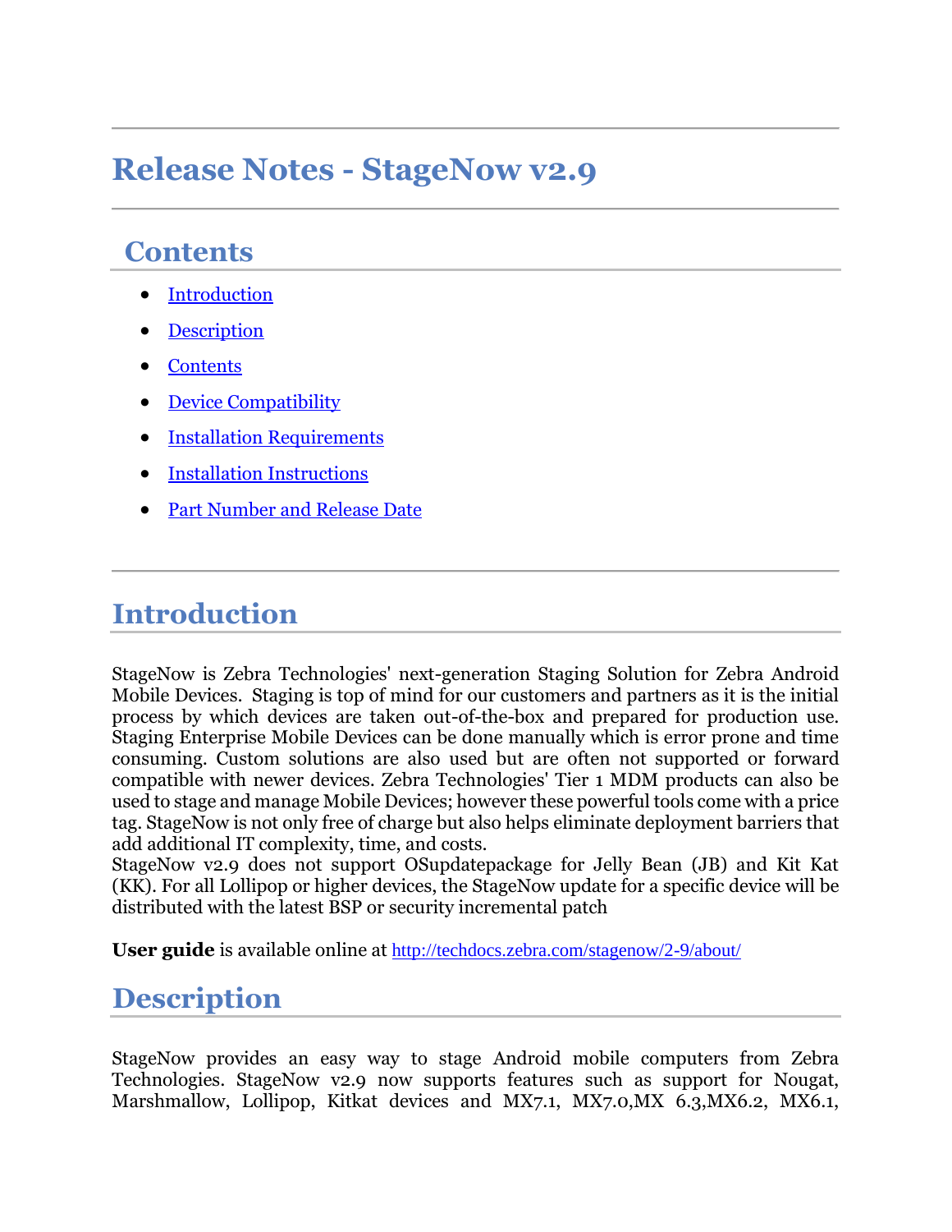# Release Notes - StageNow v2.9

## Contents

- Introduction
- Description
- Contents
- Device Compatibility
- Installation Requirements
- Installation Instructions
- Part Number and Release Date

## Introduction

StageNow is Zebra Technologies' next-generation Staging Solution for Zebra Android Mobile Devices. Staging is top of mind for our customers and partners as it is the initial process by which devices are taken out-of-the-box and prepared for production use. Staging Enterprise Mobile Devices can be done manually which is error prone and time consuming. Custom solutions are also used but are often not supported or forward compatible with newer devices. Zebra Technologies' Tier 1 MDM products can also be used to stage and manage Mobile Devices; however these powerful tools come with a price tag. StageNow is not only free of charge but also helps eliminate deployment barriers that add additional IT complexity, time, and costs.
StageNow v2.9 does not support OSupdatepackage for Jelly Bean (JB) and Kit Kat (KK). For all Lollipop or higher devices, the StageNow update for a specific device will be distributed with the latest BSP or security incremental patch

**User guide** is available online at http://techdocs.zebra.com/stagenow/2-9/about/

## Description

StageNow provides an easy way to stage Android mobile computers from Zebra Technologies. StageNow v2.9 now supports features such as support for Nougat, Marshmallow, Lollipop, Kitkat devices and MX7.1, MX7.0,MX 6.3,MX6.2, MX6.1,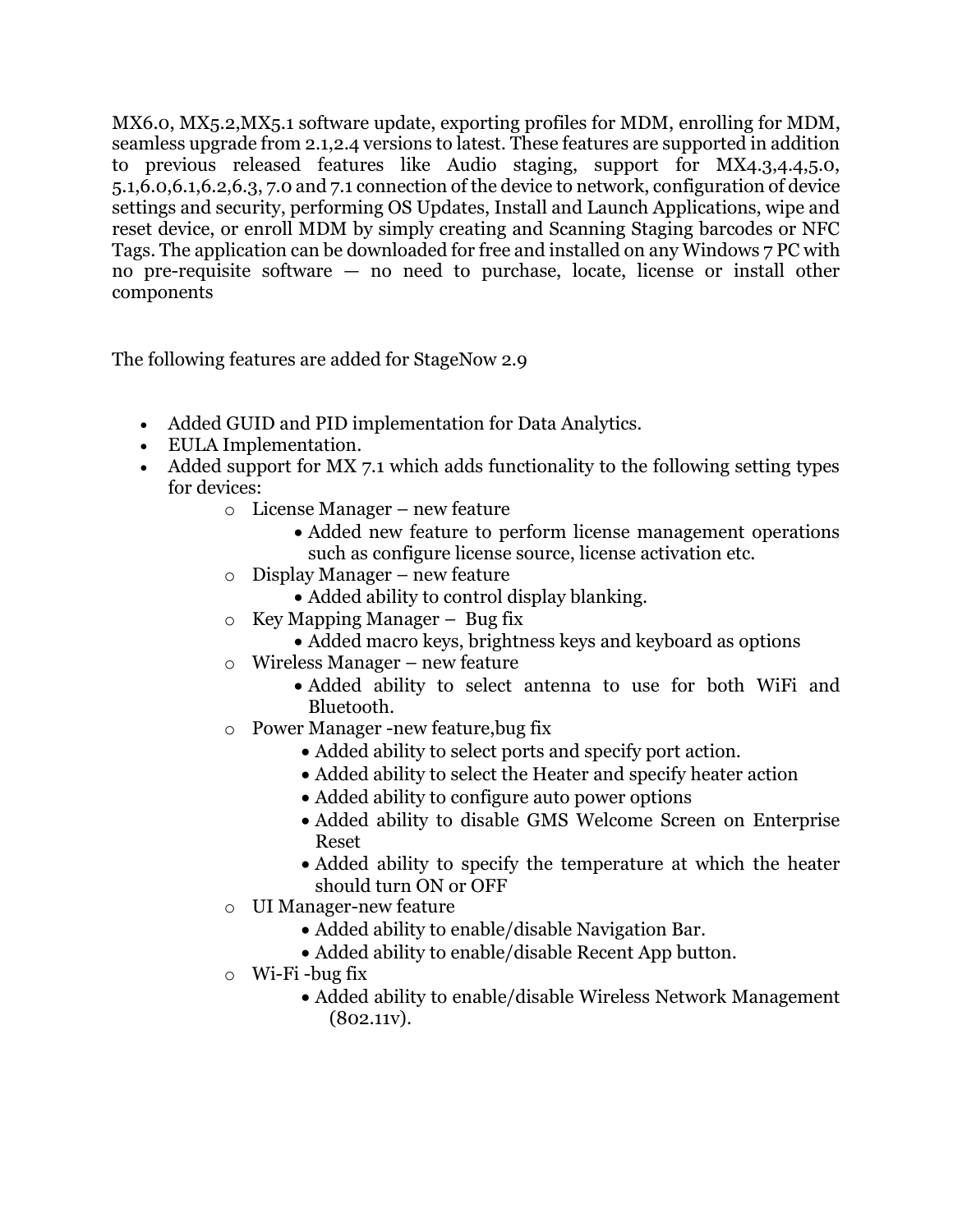MX6.0, MX5.2,MX5.1 software update, exporting profiles for MDM, enrolling for MDM, seamless upgrade from 2.1,2.4 versions to latest. These features are supported in addition to previous released features like Audio staging, support for MX4.3,4.4,5.0, 5.1,6.0,6.1,6.2,6.3, 7.0 and 7.1 connection of the device to network, configuration of device settings and security, performing OS Updates, Install and Launch Applications, wipe and reset device, or enroll MDM by simply creating and Scanning Staging barcodes or NFC Tags. The application can be downloaded for free and installed on any Windows 7 PC with no pre-requisite software — no need to purchase, locate, license or install other components

The following features are added for StageNow 2.9

- Added GUID and PID implementation for Data Analytics.
- EULA Implementation.
- Added support for MX 7.1 which adds functionality to the following setting types for devices:
  - License Manager – new feature
    - Added new feature to perform license management operations such as configure license source, license activation etc.
  - Display Manager – new feature
    - Added ability to control display blanking.
  - Key Mapping Manager – Bug fix
    - Added macro keys, brightness keys and keyboard as options
  - Wireless Manager – new feature
    - Added ability to select antenna to use for both WiFi and Bluetooth.
  - Power Manager -new feature,bug fix
    - Added ability to select ports and specify port action.
    - Added ability to select the Heater and specify heater action
    - Added ability to configure auto power options
    - Added ability to disable GMS Welcome Screen on Enterprise Reset
    - Added ability to specify the temperature at which the heater should turn ON or OFF
  - UI Manager-new feature
    - Added ability to enable/disable Navigation Bar.
    - Added ability to enable/disable Recent App button.
  - Wi-Fi -bug fix
    - Added ability to enable/disable Wireless Network Management (802.11v).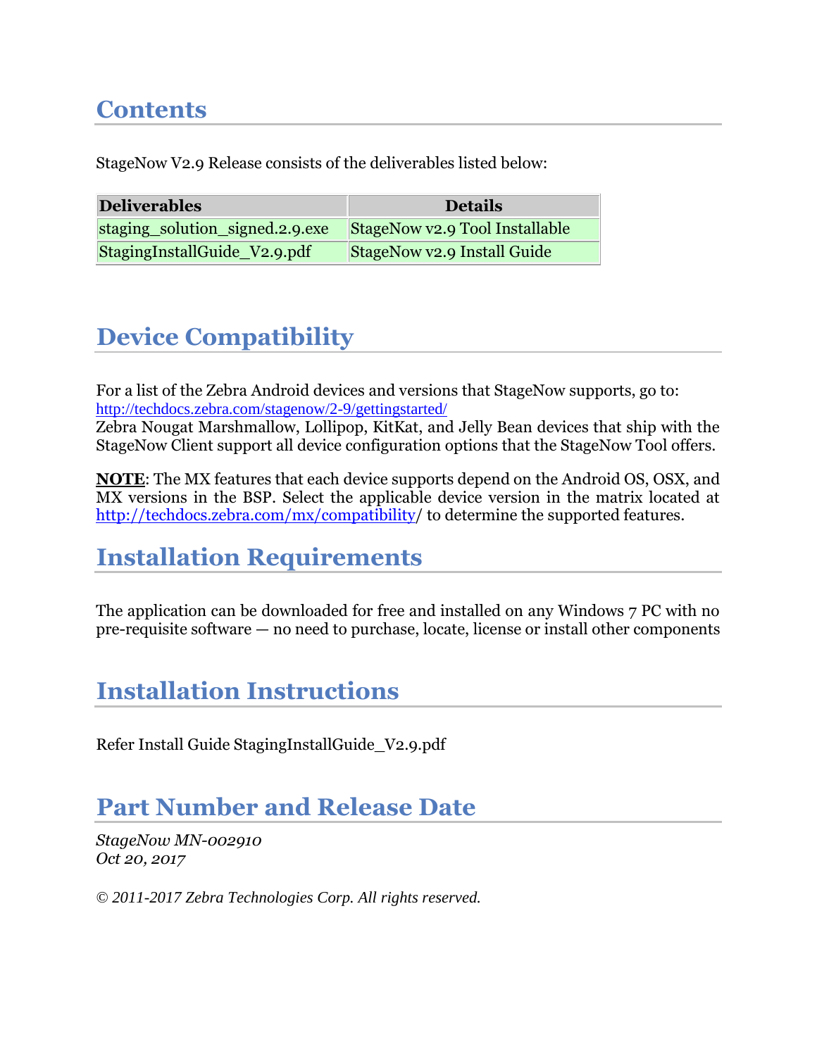## Contents

StageNow V2.9 Release consists of the deliverables listed below:

| Deliverables | Details |
| --- | --- |
| staging_solution_signed.2.9.exe | StageNow v2.9 Tool Installable |
| StagingInstallGuide_V2.9.pdf | StageNow v2.9 Install Guide |

## Device Compatibility

For a list of the Zebra Android devices and versions that StageNow supports, go to: http://techdocs.zebra.com/stagenow/2-9/gettingstarted/
Zebra Nougat Marshmallow, Lollipop, KitKat, and Jelly Bean devices that ship with the StageNow Client support all device configuration options that the StageNow Tool offers.

**NOTE**: The MX features that each device supports depend on the Android OS, OSX, and MX versions in the BSP. Select the applicable device version in the matrix located at http://techdocs.zebra.com/mx/compatibility/ to determine the supported features.

## Installation Requirements

The application can be downloaded for free and installed on any Windows 7 PC with no pre-requisite software — no need to purchase, locate, license or install other components

## Installation Instructions

Refer Install Guide StagingInstallGuide_V2.9.pdf

## Part Number and Release Date

*StageNow MN-002910*
*Oct 20, 2017*

*© 2011-2017 Zebra Technologies Corp. All rights reserved.*